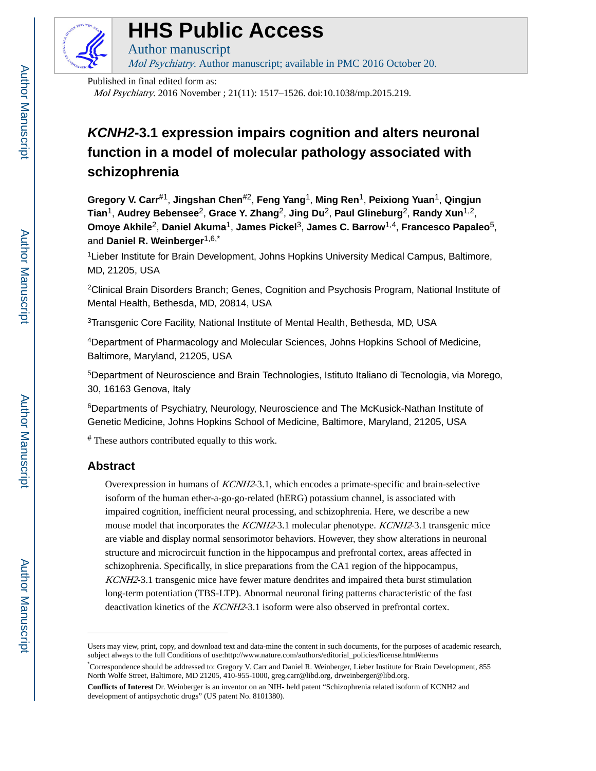# HHS Public Access

Author manuscript

*Mol Psychiatry*. Author manuscript; available in PMC 2016 October 20.

Published in final edited form as:

*Mol Psychiatry*. 2016 November ; 21(11): 1517–1526. doi:10.1038/mp.2015.219.

# *KCNH2*-3.1 expression impairs cognition and alters neuronal function in a model of molecular pathology associated with schizophrenia

**Gregory V. Carr**[#1], **Jingshan Chen**[#2], **Feng Yang**[1], **Ming Ren**[1], **Peixiong Yuan**[1], **Qingjun Tian**[1], **Audrey Bebensee**[2], **Grace Y. Zhang**[2], **Jing Du**[2], **Paul Glineburg**[2], **Randy Xun**[1,2], **Omoye Akhile**[2], **Daniel Akuma**[1], **James Pickel**[3], **James C. Barrow**[1,4], **Francesco Papaleo**[5], and **Daniel R. Weinberger**[1,6,*]

[1]Lieber Institute for Brain Development, Johns Hopkins University Medical Campus, Baltimore, MD, 21205, USA

[2]Clinical Brain Disorders Branch; Genes, Cognition and Psychosis Program, National Institute of Mental Health, Bethesda, MD, 20814, USA

[3]Transgenic Core Facility, National Institute of Mental Health, Bethesda, MD, USA

[4]Department of Pharmacology and Molecular Sciences, Johns Hopkins School of Medicine, Baltimore, Maryland, 21205, USA

[5]Department of Neuroscience and Brain Technologies, Istituto Italiano di Tecnologia, via Morego, 30, 16163 Genova, Italy

[6]Departments of Psychiatry, Neurology, Neuroscience and The McKusick-Nathan Institute of Genetic Medicine, Johns Hopkins School of Medicine, Baltimore, Maryland, 21205, USA

[#] These authors contributed equally to this work.

## Abstract

Overexpression in humans of *KCNH2*-3.1, which encodes a primate-specific and brain-selective isoform of the human ether-a-go-go-related (hERG) potassium channel, is associated with impaired cognition, inefficient neural processing, and schizophrenia. Here, we describe a new mouse model that incorporates the *KCNH2*-3.1 molecular phenotype. *KCNH2*-3.1 transgenic mice are viable and display normal sensorimotor behaviors. However, they show alterations in neuronal structure and microcircuit function in the hippocampus and prefrontal cortex, areas affected in schizophrenia. Specifically, in slice preparations from the CA1 region of the hippocampus, *KCNH2*-3.1 transgenic mice have fewer mature dendrites and impaired theta burst stimulation long-term potentiation (TBS-LTP). Abnormal neuronal firing patterns characteristic of the fast deactivation kinetics of the *KCNH2*-3.1 isoform were also observed in prefrontal cortex.

---

Users may view, print, copy, and download text and data-mine the content in such documents, for the purposes of academic research, subject always to the full Conditions of use:http://www.nature.com/authors/editorial_policies/license.html#terms

[*]Correspondence should be addressed to: Gregory V. Carr and Daniel R. Weinberger, Lieber Institute for Brain Development, 855 North Wolfe Street, Baltimore, MD 21205, 410-955-1000, greg.carr@libd.org, drweinberger@libd.org.

**Conflicts of Interest** Dr. Weinberger is an inventor on an NIH- held patent "Schizophrenia related isoform of KCNH2 and development of antipsychotic drugs" (US patent No. 8101380).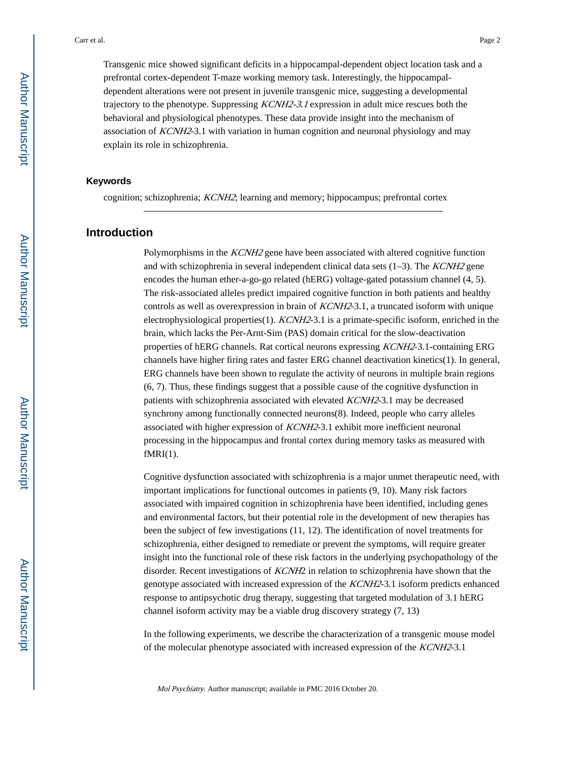Transgenic mice showed significant deficits in a hippocampal-dependent object location task and a prefrontal cortex-dependent T-maze working memory task. Interestingly, the hippocampal-dependent alterations were not present in juvenile transgenic mice, suggesting a developmental trajectory to the phenotype. Suppressing *KCNH2-3.1* expression in adult mice rescues both the behavioral and physiological phenotypes. These data provide insight into the mechanism of association of *KCNH2*-3.1 with variation in human cognition and neuronal physiology and may explain its role in schizophrenia.

### Keywords

cognition; schizophrenia; *KCNH2*; learning and memory; hippocampus; prefrontal cortex

## Introduction

Polymorphisms in the *KCNH2* gene have been associated with altered cognitive function and with schizophrenia in several independent clinical data sets (1–3). The *KCNH2* gene encodes the human ether-a-go-go related (hERG) voltage-gated potassium channel (4, 5). The risk-associated alleles predict impaired cognitive function in both patients and healthy controls as well as overexpression in brain of *KCNH2*-3.1, a truncated isoform with unique electrophysiological properties(1). *KCNH2*-3.1 is a primate-specific isoform, enriched in the brain, which lacks the Per-Arnt-Sim (PAS) domain critical for the slow-deactivation properties of hERG channels. Rat cortical neurons expressing *KCNH2*-3.1-containing ERG channels have higher firing rates and faster ERG channel deactivation kinetics(1). In general, ERG channels have been shown to regulate the activity of neurons in multiple brain regions (6, 7). Thus, these findings suggest that a possible cause of the cognitive dysfunction in patients with schizophrenia associated with elevated *KCNH2*-3.1 may be decreased synchrony among functionally connected neurons(8). Indeed, people who carry alleles associated with higher expression of *KCNH2*-3.1 exhibit more inefficient neuronal processing in the hippocampus and frontal cortex during memory tasks as measured with fMRI(1).

Cognitive dysfunction associated with schizophrenia is a major unmet therapeutic need, with important implications for functional outcomes in patients (9, 10). Many risk factors associated with impaired cognition in schizophrenia have been identified, including genes and environmental factors, but their potential role in the development of new therapies has been the subject of few investigations (11, 12). The identification of novel treatments for schizophrenia, either designed to remediate or prevent the symptoms, will require greater insight into the functional role of these risk factors in the underlying psychopathology of the disorder. Recent investigations of *KCNH2* in relation to schizophrenia have shown that the genotype associated with increased expression of the *KCNH2*-3.1 isoform predicts enhanced response to antipsychotic drug therapy, suggesting that targeted modulation of 3.1 hERG channel isoform activity may be a viable drug discovery strategy (7, 13)

In the following experiments, we describe the characterization of a transgenic mouse model of the molecular phenotype associated with increased expression of the *KCNH2*-3.1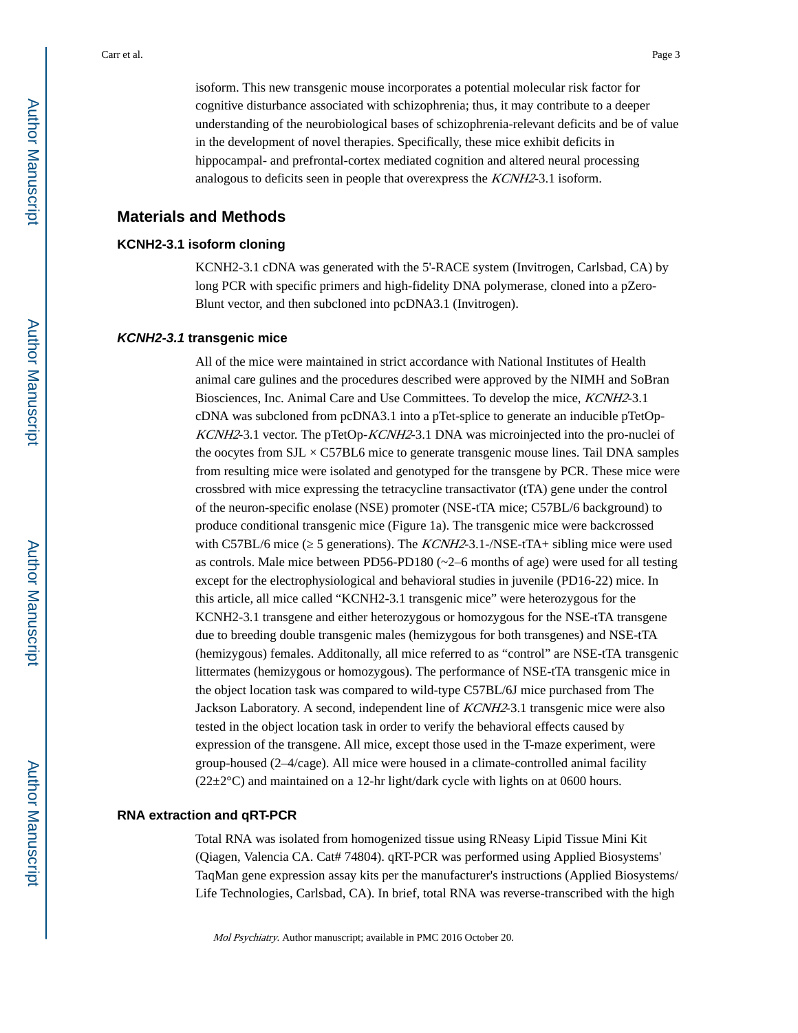isoform. This new transgenic mouse incorporates a potential molecular risk factor for cognitive disturbance associated with schizophrenia; thus, it may contribute to a deeper understanding of the neurobiological bases of schizophrenia-relevant deficits and be of value in the development of novel therapies. Specifically, these mice exhibit deficits in hippocampal- and prefrontal-cortex mediated cognition and altered neural processing analogous to deficits seen in people that overexpress the *KCNH2*-3.1 isoform.

## Materials and Methods

### KCNH2-3.1 isoform cloning

KCNH2-3.1 cDNA was generated with the 5'-RACE system (Invitrogen, Carlsbad, CA) by long PCR with specific primers and high-fidelity DNA polymerase, cloned into a pZero-Blunt vector, and then subcloned into pcDNA3.1 (Invitrogen).

### *KCNH2-3.1* transgenic mice

All of the mice were maintained in strict accordance with National Institutes of Health animal care gulines and the procedures described were approved by the NIMH and SoBran Biosciences, Inc. Animal Care and Use Committees. To develop the mice, *KCNH2*-3.1 cDNA was subcloned from pcDNA3.1 into a pTet-splice to generate an inducible pTetOp-*KCNH2*-3.1 vector. The pTetOp-*KCNH2*-3.1 DNA was microinjected into the pro-nuclei of the oocytes from SJL × C57BL6 mice to generate transgenic mouse lines. Tail DNA samples from resulting mice were isolated and genotyped for the transgene by PCR. These mice were crossbred with mice expressing the tetracycline transactivator (tTA) gene under the control of the neuron-specific enolase (NSE) promoter (NSE-tTA mice; C57BL/6 background) to produce conditional transgenic mice (Figure 1a). The transgenic mice were backcrossed with C57BL/6 mice (≥ 5 generations). The *KCNH2*-3.1-/NSE-tTA+ sibling mice were used as controls. Male mice between PD56-PD180 (~2–6 months of age) were used for all testing except for the electrophysiological and behavioral studies in juvenile (PD16-22) mice. In this article, all mice called "KCNH2-3.1 transgenic mice" were heterozygous for the KCNH2-3.1 transgene and either heterozygous or homozygous for the NSE-tTA transgene due to breeding double transgenic males (hemizygous for both transgenes) and NSE-tTA (hemizygous) females. Additonally, all mice referred to as "control" are NSE-tTA transgenic littermates (hemizygous or homozygous). The performance of NSE-tTA transgenic mice in the object location task was compared to wild-type C57BL/6J mice purchased from The Jackson Laboratory. A second, independent line of *KCNH2*-3.1 transgenic mice were also tested in the object location task in order to verify the behavioral effects caused by expression of the transgene. All mice, except those used in the T-maze experiment, were group-housed (2–4/cage). All mice were housed in a climate-controlled animal facility (22±2°C) and maintained on a 12-hr light/dark cycle with lights on at 0600 hours.

### RNA extraction and qRT-PCR

Total RNA was isolated from homogenized tissue using RNeasy Lipid Tissue Mini Kit (Qiagen, Valencia CA. Cat# 74804). qRT-PCR was performed using Applied Biosystems' TaqMan gene expression assay kits per the manufacturer's instructions (Applied Biosystems/ Life Technologies, Carlsbad, CA). In brief, total RNA was reverse-transcribed with the high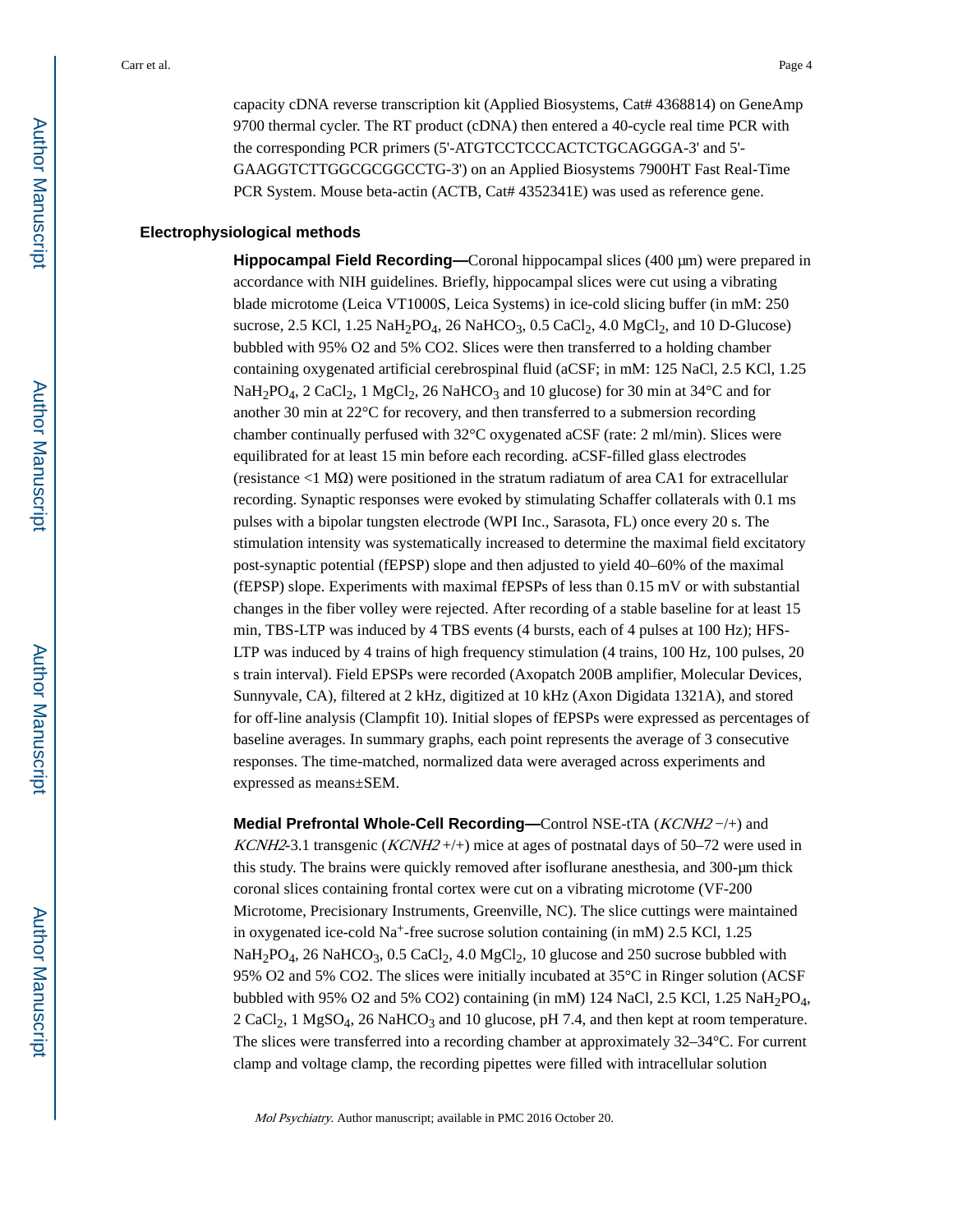capacity cDNA reverse transcription kit (Applied Biosystems, Cat# 4368814) on GeneAmp 9700 thermal cycler. The RT product (cDNA) then entered a 40-cycle real time PCR with the corresponding PCR primers (5'-ATGTCCTCCCACTCTGCAGGGA-3' and 5'-GAAGGTCTTGGCGCGGCCTG-3') on an Applied Biosystems 7900HT Fast Real-Time PCR System. Mouse beta-actin (ACTB, Cat# 4352341E) was used as reference gene.

## Electrophysiological methods

**Hippocampal Field Recording—**Coronal hippocampal slices (400 μm) were prepared in accordance with NIH guidelines. Briefly, hippocampal slices were cut using a vibrating blade microtome (Leica VT1000S, Leica Systems) in ice-cold slicing buffer (in mM: 250 sucrose, 2.5 KCl, 1.25 $NaH_2PO_4$, 26 $NaHCO_3$, 0.5 $CaCl_2$, 4.0 $MgCl_2$, and 10 D-Glucose) bubbled with 95% O2 and 5% CO2. Slices were then transferred to a holding chamber containing oxygenated artificial cerebrospinal fluid (aCSF; in mM: 125 NaCl, 2.5 KCl, 1.25 $NaH_2PO_4$, 2 $CaCl_2$, 1 $MgCl_2$, 26 $NaHCO_3$ and 10 glucose) for 30 min at 34°C and for another 30 min at 22°C for recovery, and then transferred to a submersion recording chamber continually perfused with 32°C oxygenated aCSF (rate: 2 ml/min). Slices were equilibrated for at least 15 min before each recording. aCSF-filled glass electrodes (resistance <1 MΩ) were positioned in the stratum radiatum of area CA1 for extracellular recording. Synaptic responses were evoked by stimulating Schaffer collaterals with 0.1 ms pulses with a bipolar tungsten electrode (WPI Inc., Sarasota, FL) once every 20 s. The stimulation intensity was systematically increased to determine the maximal field excitatory post-synaptic potential (fEPSP) slope and then adjusted to yield 40–60% of the maximal (fEPSP) slope. Experiments with maximal fEPSPs of less than 0.15 mV or with substantial changes in the fiber volley were rejected. After recording of a stable baseline for at least 15 min, TBS-LTP was induced by 4 TBS events (4 bursts, each of 4 pulses at 100 Hz); HFS-LTP was induced by 4 trains of high frequency stimulation (4 trains, 100 Hz, 100 pulses, 20 s train interval). Field EPSPs were recorded (Axopatch 200B amplifier, Molecular Devices, Sunnyvale, CA), filtered at 2 kHz, digitized at 10 kHz (Axon Digidata 1321A), and stored for off-line analysis (Clampfit 10). Initial slopes of fEPSPs were expressed as percentages of baseline averages. In summary graphs, each point represents the average of 3 consecutive responses. The time-matched, normalized data were averaged across experiments and expressed as means±SEM.

**Medial Prefrontal Whole-Cell Recording—**Control NSE-tTA (*KCNH2* −/+) and *KCNH2*-3.1 transgenic (*KCNH2* +/+) mice at ages of postnatal days of 50–72 were used in this study. The brains were quickly removed after isoflurane anesthesia, and 300-μm thick coronal slices containing frontal cortex were cut on a vibrating microtome (VF-200 Microtome, Precisionary Instruments, Greenville, NC). The slice cuttings were maintained in oxygenated ice-cold $Na^+$-free sucrose solution containing (in mM) 2.5 KCl, 1.25 $NaH_2PO_4$, 26 $NaHCO_3$, 0.5 $CaCl_2$, 4.0 $MgCl_2$, 10 glucose and 250 sucrose bubbled with 95% O2 and 5% CO2. The slices were initially incubated at 35°C in Ringer solution (ACSF bubbled with 95% O2 and 5% CO2) containing (in mM) 124 NaCl, 2.5 KCl, 1.25 $NaH_2PO_4$, 2 $CaCl_2$, 1 $MgSO_4$, 26 $NaHCO_3$ and 10 glucose, pH 7.4, and then kept at room temperature. The slices were transferred into a recording chamber at approximately 32–34°C. For current clamp and voltage clamp, the recording pipettes were filled with intracellular solution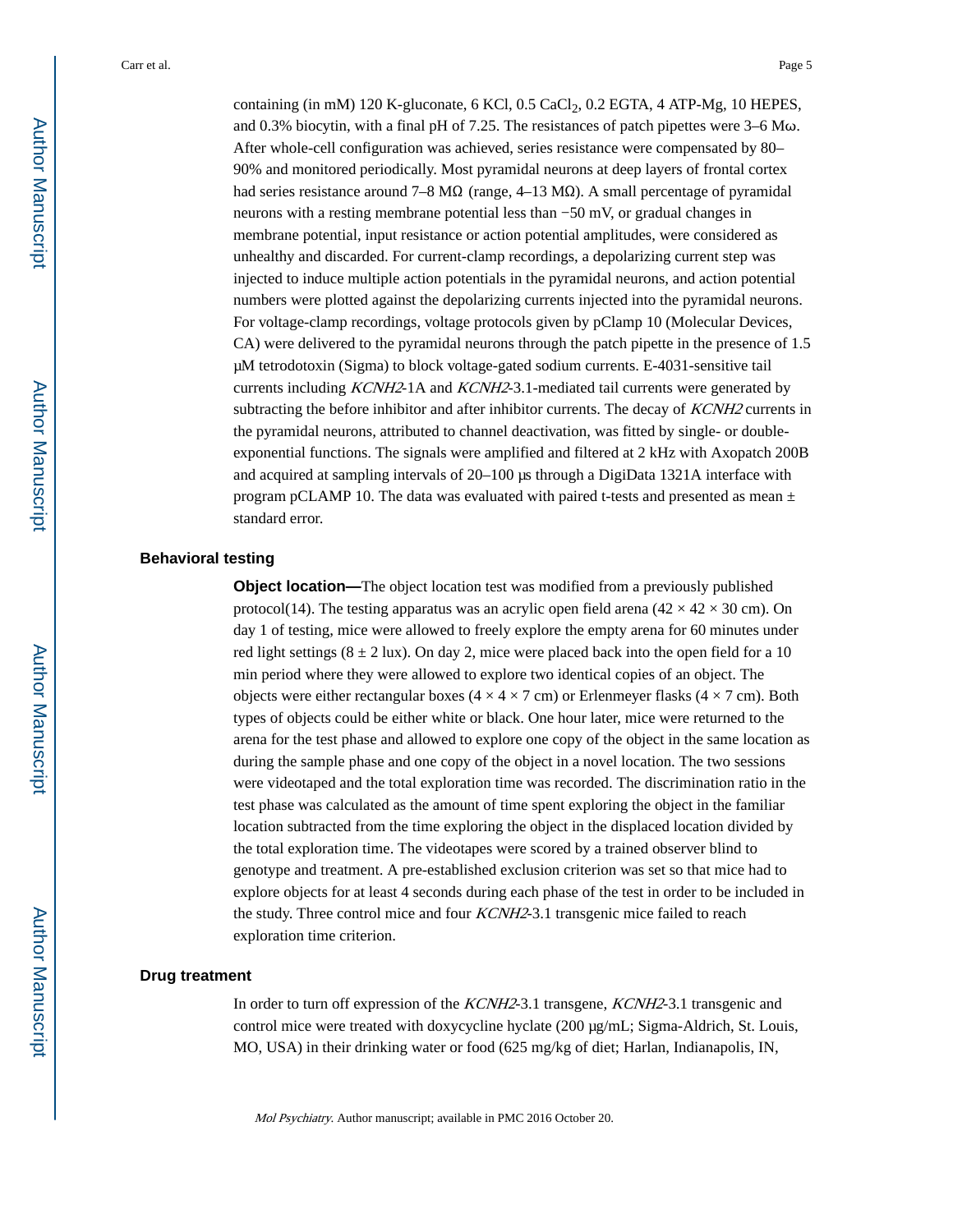containing (in mM) 120 K-gluconate, 6 KCl, 0.5 $CaCl_2$, 0.2 EGTA, 4 ATP-Mg, 10 HEPES, and 0.3% biocytin, with a final pH of 7.25. The resistances of patch pipettes were 3–6 Mω. After whole-cell configuration was achieved, series resistance were compensated by 80–90% and monitored periodically. Most pyramidal neurons at deep layers of frontal cortex had series resistance around 7–8 MΩ (range, 4–13 MΩ). A small percentage of pyramidal neurons with a resting membrane potential less than −50 mV, or gradual changes in membrane potential, input resistance or action potential amplitudes, were considered as unhealthy and discarded. For current-clamp recordings, a depolarizing current step was injected to induce multiple action potentials in the pyramidal neurons, and action potential numbers were plotted against the depolarizing currents injected into the pyramidal neurons. For voltage-clamp recordings, voltage protocols given by pClamp 10 (Molecular Devices, CA) were delivered to the pyramidal neurons through the patch pipette in the presence of 1.5 μM tetrodotoxin (Sigma) to block voltage-gated sodium currents. E-4031-sensitive tail currents including *KCNH2*-1A and *KCNH2*-3.1-mediated tail currents were generated by subtracting the before inhibitor and after inhibitor currents. The decay of *KCNH2* currents in the pyramidal neurons, attributed to channel deactivation, was fitted by single- or double-exponential functions. The signals were amplified and filtered at 2 kHz with Axopatch 200B and acquired at sampling intervals of 20–100 μs through a DigiData 1321A interface with program pCLAMP 10. The data was evaluated with paired t-tests and presented as mean ± standard error.

## Behavioral testing

**Object location—**The object location test was modified from a previously published protocol(14). The testing apparatus was an acrylic open field arena (42 × 42 × 30 cm). On day 1 of testing, mice were allowed to freely explore the empty arena for 60 minutes under red light settings (8 ± 2 lux). On day 2, mice were placed back into the open field for a 10 min period where they were allowed to explore two identical copies of an object. The objects were either rectangular boxes (4 × 4 × 7 cm) or Erlenmeyer flasks (4 × 7 cm). Both types of objects could be either white or black. One hour later, mice were returned to the arena for the test phase and allowed to explore one copy of the object in the same location as during the sample phase and one copy of the object in a novel location. The two sessions were videotaped and the total exploration time was recorded. The discrimination ratio in the test phase was calculated as the amount of time spent exploring the object in the familiar location subtracted from the time exploring the object in the displaced location divided by the total exploration time. The videotapes were scored by a trained observer blind to genotype and treatment. A pre-established exclusion criterion was set so that mice had to explore objects for at least 4 seconds during each phase of the test in order to be included in the study. Three control mice and four *KCNH2*-3.1 transgenic mice failed to reach exploration time criterion.

## Drug treatment

In order to turn off expression of the *KCNH2*-3.1 transgene, *KCNH2*-3.1 transgenic and control mice were treated with doxycycline hyclate (200 μg/mL; Sigma-Aldrich, St. Louis, MO, USA) in their drinking water or food (625 mg/kg of diet; Harlan, Indianapolis, IN,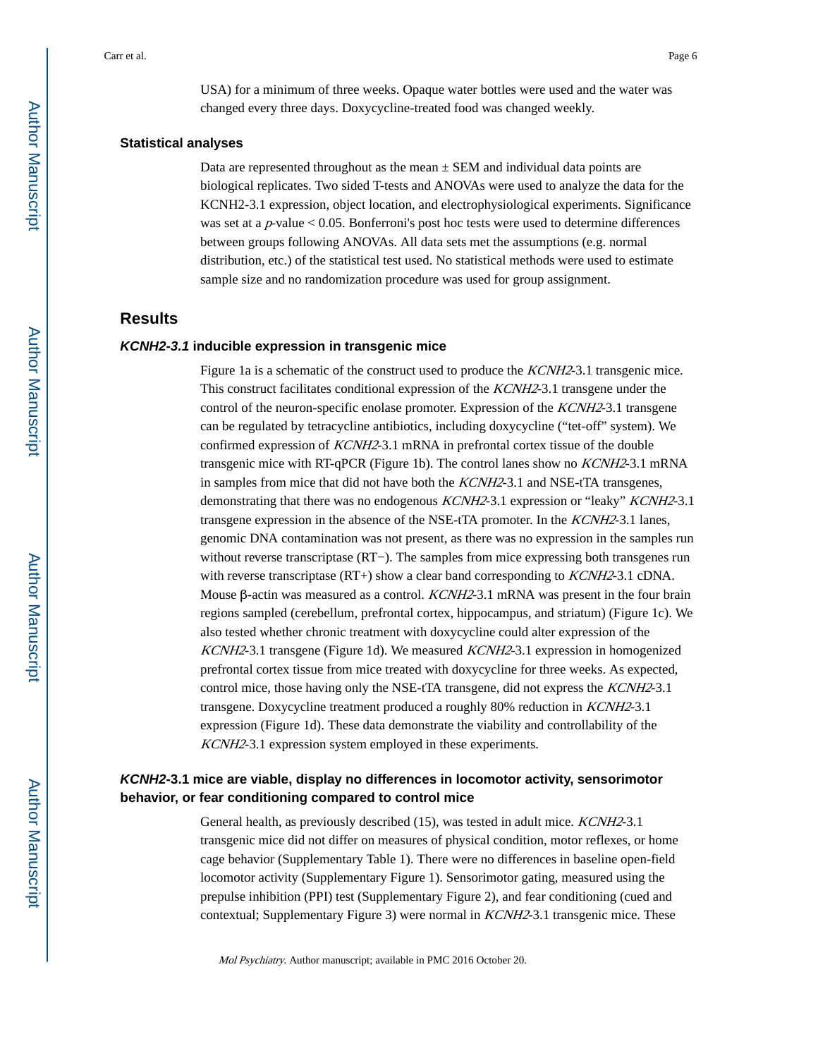USA) for a minimum of three weeks. Opaque water bottles were used and the water was changed every three days. Doxycycline-treated food was changed weekly.

### Statistical analyses

Data are represented throughout as the mean ± SEM and individual data points are biological replicates. Two sided T-tests and ANOVAs were used to analyze the data for the KCNH2-3.1 expression, object location, and electrophysiological experiments. Significance was set at a $p$-value $< 0.05$. Bonferroni's post hoc tests were used to determine differences between groups following ANOVAs. All data sets met the assumptions (e.g. normal distribution, etc.) of the statistical test used. No statistical methods were used to estimate sample size and no randomization procedure was used for group assignment.

## Results

### *KCNH2-3.1* inducible expression in transgenic mice

Figure 1a is a schematic of the construct used to produce the *KCNH2*-3.1 transgenic mice. This construct facilitates conditional expression of the *KCNH2*-3.1 transgene under the control of the neuron-specific enolase promoter. Expression of the *KCNH2*-3.1 transgene can be regulated by tetracycline antibiotics, including doxycycline ("tet-off" system). We confirmed expression of *KCNH2*-3.1 mRNA in prefrontal cortex tissue of the double transgenic mice with RT-qPCR (Figure 1b). The control lanes show no *KCNH2*-3.1 mRNA in samples from mice that did not have both the *KCNH2*-3.1 and NSE-tTA transgenes, demonstrating that there was no endogenous *KCNH2*-3.1 expression or "leaky" *KCNH2*-3.1 transgene expression in the absence of the NSE-tTA promoter. In the *KCNH2*-3.1 lanes, genomic DNA contamination was not present, as there was no expression in the samples run without reverse transcriptase (RT−). The samples from mice expressing both transgenes run with reverse transcriptase (RT+) show a clear band corresponding to *KCNH2*-3.1 cDNA. Mouse β-actin was measured as a control. *KCNH2*-3.1 mRNA was present in the four brain regions sampled (cerebellum, prefrontal cortex, hippocampus, and striatum) (Figure 1c). We also tested whether chronic treatment with doxycycline could alter expression of the *KCNH2*-3.1 transgene (Figure 1d). We measured *KCNH2*-3.1 expression in homogenized prefrontal cortex tissue from mice treated with doxycycline for three weeks. As expected, control mice, those having only the NSE-tTA transgene, did not express the *KCNH2*-3.1 transgene. Doxycycline treatment produced a roughly 80% reduction in *KCNH2*-3.1 expression (Figure 1d). These data demonstrate the viability and controllability of the *KCNH2*-3.1 expression system employed in these experiments.

### *KCNH2*-3.1 mice are viable, display no differences in locomotor activity, sensorimotor behavior, or fear conditioning compared to control mice

General health, as previously described (15), was tested in adult mice. *KCNH2*-3.1 transgenic mice did not differ on measures of physical condition, motor reflexes, or home cage behavior (Supplementary Table 1). There were no differences in baseline open-field locomotor activity (Supplementary Figure 1). Sensorimotor gating, measured using the prepulse inhibition (PPI) test (Supplementary Figure 2), and fear conditioning (cued and contextual; Supplementary Figure 3) were normal in *KCNH2*-3.1 transgenic mice. These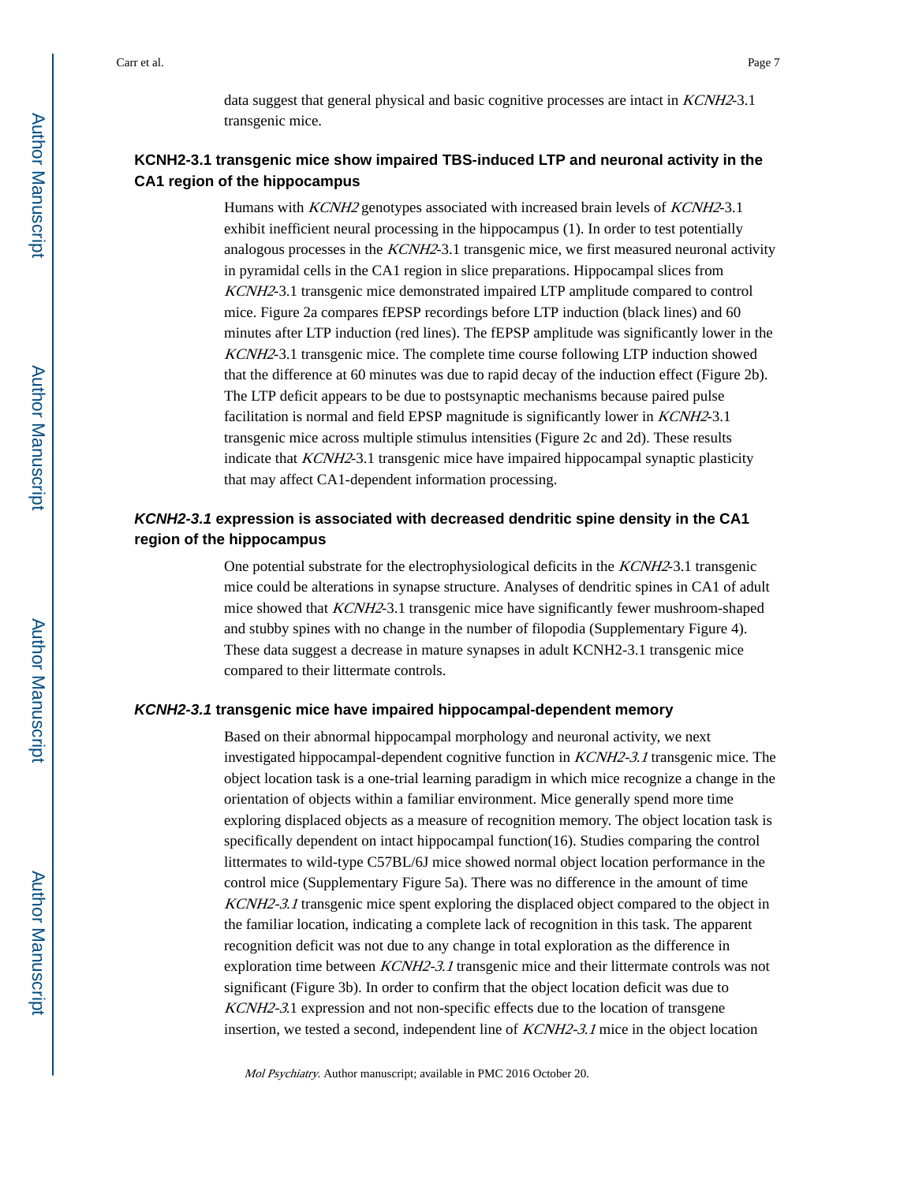data suggest that general physical and basic cognitive processes are intact in *KCNH2*-3.1 transgenic mice.

### KCNH2-3.1 transgenic mice show impaired TBS-induced LTP and neuronal activity in the CA1 region of the hippocampus

Humans with *KCNH2* genotypes associated with increased brain levels of *KCNH2*-3.1 exhibit inefficient neural processing in the hippocampus (1). In order to test potentially analogous processes in the *KCNH2*-3.1 transgenic mice, we first measured neuronal activity in pyramidal cells in the CA1 region in slice preparations. Hippocampal slices from *KCNH2*-3.1 transgenic mice demonstrated impaired LTP amplitude compared to control mice. Figure 2a compares fEPSP recordings before LTP induction (black lines) and 60 minutes after LTP induction (red lines). The fEPSP amplitude was significantly lower in the *KCNH2*-3.1 transgenic mice. The complete time course following LTP induction showed that the difference at 60 minutes was due to rapid decay of the induction effect (Figure 2b). The LTP deficit appears to be due to postsynaptic mechanisms because paired pulse facilitation is normal and field EPSP magnitude is significantly lower in *KCNH2*-3.1 transgenic mice across multiple stimulus intensities (Figure 2c and 2d). These results indicate that *KCNH2*-3.1 transgenic mice have impaired hippocampal synaptic plasticity that may affect CA1-dependent information processing.

### *KCNH2-3.1* expression is associated with decreased dendritic spine density in the CA1 region of the hippocampus

One potential substrate for the electrophysiological deficits in the *KCNH2*-3.1 transgenic mice could be alterations in synapse structure. Analyses of dendritic spines in CA1 of adult mice showed that *KCNH2*-3.1 transgenic mice have significantly fewer mushroom-shaped and stubby spines with no change in the number of filopodia (Supplementary Figure 4). These data suggest a decrease in mature synapses in adult KCNH2-3.1 transgenic mice compared to their littermate controls.

### *KCNH2-3.1* transgenic mice have impaired hippocampal-dependent memory

Based on their abnormal hippocampal morphology and neuronal activity, we next investigated hippocampal-dependent cognitive function in *KCNH2-3.1* transgenic mice. The object location task is a one-trial learning paradigm in which mice recognize a change in the orientation of objects within a familiar environment. Mice generally spend more time exploring displaced objects as a measure of recognition memory. The object location task is specifically dependent on intact hippocampal function(16). Studies comparing the control littermates to wild-type C57BL/6J mice showed normal object location performance in the control mice (Supplementary Figure 5a). There was no difference in the amount of time *KCNH2-3.1* transgenic mice spent exploring the displaced object compared to the object in the familiar location, indicating a complete lack of recognition in this task. The apparent recognition deficit was not due to any change in total exploration as the difference in exploration time between *KCNH2-3.1* transgenic mice and their littermate controls was not significant (Figure 3b). In order to confirm that the object location deficit was due to *KCNH2-3*.1 expression and not non-specific effects due to the location of transgene insertion, we tested a second, independent line of *KCNH2-3.1* mice in the object location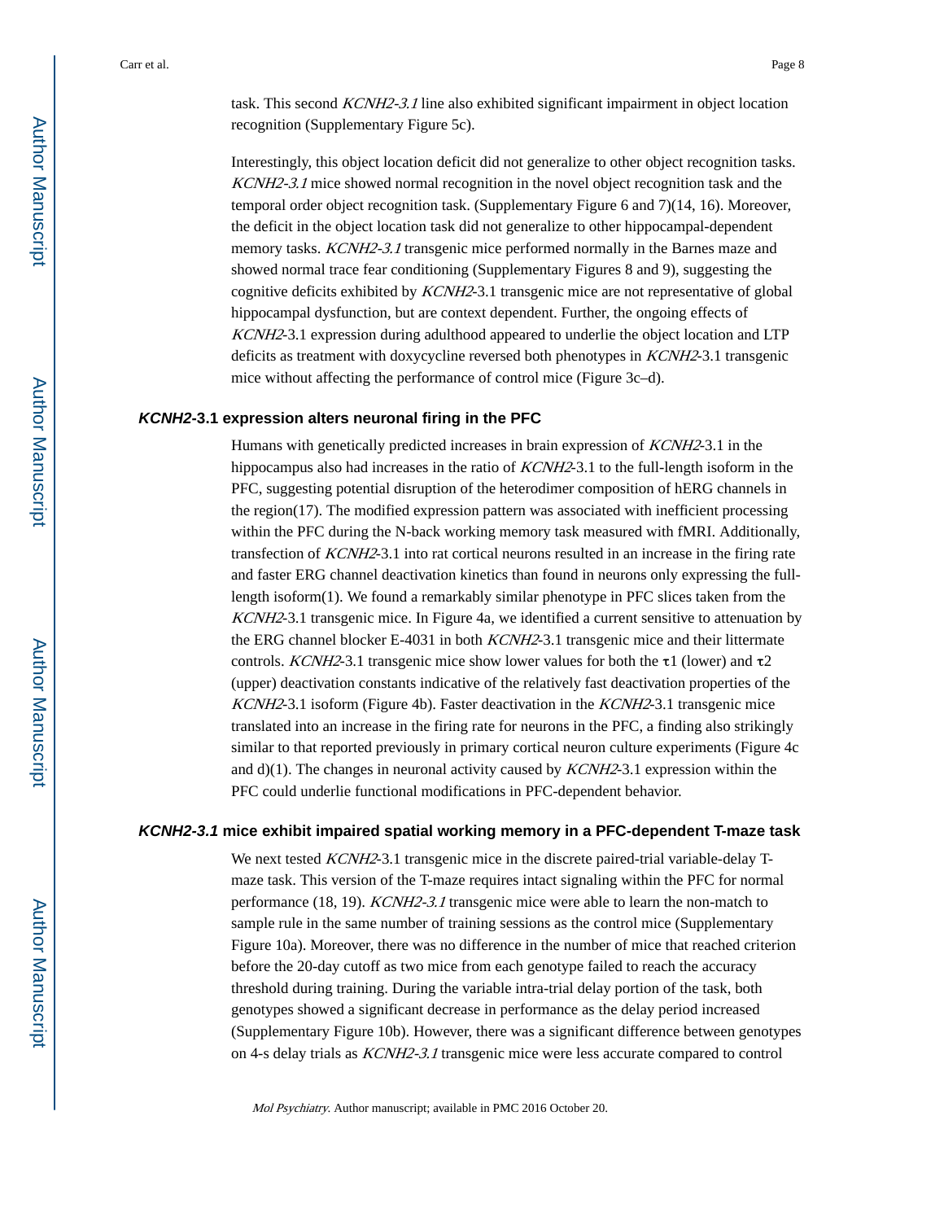task. This second *KCNH2-3.1* line also exhibited significant impairment in object location recognition (Supplementary Figure 5c).

Interestingly, this object location deficit did not generalize to other object recognition tasks. *KCNH2-3.1* mice showed normal recognition in the novel object recognition task and the temporal order object recognition task. (Supplementary Figure 6 and 7)(14, 16). Moreover, the deficit in the object location task did not generalize to other hippocampal-dependent memory tasks. *KCNH2-3.1* transgenic mice performed normally in the Barnes maze and showed normal trace fear conditioning (Supplementary Figures 8 and 9), suggesting the cognitive deficits exhibited by *KCNH2*-3.1 transgenic mice are not representative of global hippocampal dysfunction, but are context dependent. Further, the ongoing effects of *KCNH2*-3.1 expression during adulthood appeared to underlie the object location and LTP deficits as treatment with doxycycline reversed both phenotypes in *KCNH2*-3.1 transgenic mice without affecting the performance of control mice (Figure 3c–d).

## *KCNH2*-3.1 expression alters neuronal firing in the PFC

Humans with genetically predicted increases in brain expression of *KCNH2*-3.1 in the hippocampus also had increases in the ratio of *KCNH2*-3.1 to the full-length isoform in the PFC, suggesting potential disruption of the heterodimer composition of hERG channels in the region(17). The modified expression pattern was associated with inefficient processing within the PFC during the N-back working memory task measured with fMRI. Additionally, transfection of *KCNH2*-3.1 into rat cortical neurons resulted in an increase in the firing rate and faster ERG channel deactivation kinetics than found in neurons only expressing the full-length isoform(1). We found a remarkably similar phenotype in PFC slices taken from the *KCNH2*-3.1 transgenic mice. In Figure 4a, we identified a current sensitive to attenuation by the ERG channel blocker E-4031 in both *KCNH2*-3.1 transgenic mice and their littermate controls. *KCNH2*-3.1 transgenic mice show lower values for both the $\tau 1$ (lower) and $\tau 2$ (upper) deactivation constants indicative of the relatively fast deactivation properties of the *KCNH2*-3.1 isoform (Figure 4b). Faster deactivation in the *KCNH2*-3.1 transgenic mice translated into an increase in the firing rate for neurons in the PFC, a finding also strikingly similar to that reported previously in primary cortical neuron culture experiments (Figure 4c and d)(1). The changes in neuronal activity caused by *KCNH2*-3.1 expression within the PFC could underlie functional modifications in PFC-dependent behavior.

## *KCNH2-3.1* mice exhibit impaired spatial working memory in a PFC-dependent T-maze task

We next tested *KCNH2*-3.1 transgenic mice in the discrete paired-trial variable-delay T-maze task. This version of the T-maze requires intact signaling within the PFC for normal performance (18, 19). *KCNH2-3.1* transgenic mice were able to learn the non-match to sample rule in the same number of training sessions as the control mice (Supplementary Figure 10a). Moreover, there was no difference in the number of mice that reached criterion before the 20-day cutoff as two mice from each genotype failed to reach the accuracy threshold during training. During the variable intra-trial delay portion of the task, both genotypes showed a significant decrease in performance as the delay period increased (Supplementary Figure 10b). However, there was a significant difference between genotypes on 4-s delay trials as *KCNH2-3.1* transgenic mice were less accurate compared to control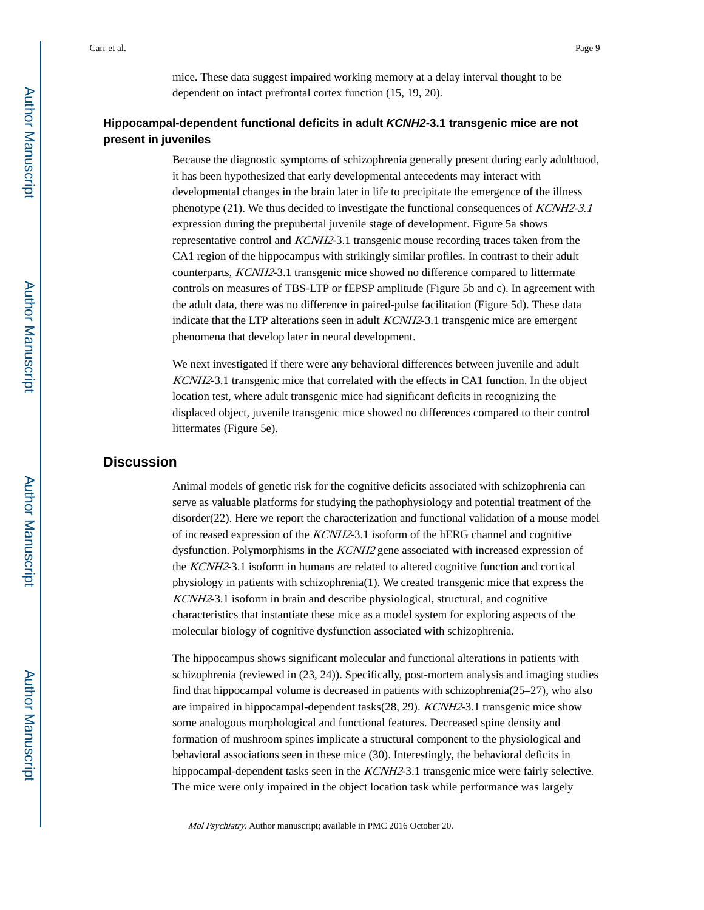mice. These data suggest impaired working memory at a delay interval thought to be dependent on intact prefrontal cortex function (15, 19, 20).

### Hippocampal-dependent functional deficits in adult *KCNH2*-3.1 transgenic mice are not present in juveniles

Because the diagnostic symptoms of schizophrenia generally present during early adulthood, it has been hypothesized that early developmental antecedents may interact with developmental changes in the brain later in life to precipitate the emergence of the illness phenotype (21). We thus decided to investigate the functional consequences of *KCNH2-3.1* expression during the prepubertal juvenile stage of development. Figure 5a shows representative control and *KCNH2*-3.1 transgenic mouse recording traces taken from the CA1 region of the hippocampus with strikingly similar profiles. In contrast to their adult counterparts, *KCNH2*-3.1 transgenic mice showed no difference compared to littermate controls on measures of TBS-LTP or fEPSP amplitude (Figure 5b and c). In agreement with the adult data, there was no difference in paired-pulse facilitation (Figure 5d). These data indicate that the LTP alterations seen in adult *KCNH2*-3.1 transgenic mice are emergent phenomena that develop later in neural development.

We next investigated if there were any behavioral differences between juvenile and adult *KCNH2*-3.1 transgenic mice that correlated with the effects in CA1 function. In the object location test, where adult transgenic mice had significant deficits in recognizing the displaced object, juvenile transgenic mice showed no differences compared to their control littermates (Figure 5e).

## Discussion

Animal models of genetic risk for the cognitive deficits associated with schizophrenia can serve as valuable platforms for studying the pathophysiology and potential treatment of the disorder(22). Here we report the characterization and functional validation of a mouse model of increased expression of the *KCNH2*-3.1 isoform of the hERG channel and cognitive dysfunction. Polymorphisms in the *KCNH2* gene associated with increased expression of the *KCNH2*-3.1 isoform in humans are related to altered cognitive function and cortical physiology in patients with schizophrenia(1). We created transgenic mice that express the *KCNH2*-3.1 isoform in brain and describe physiological, structural, and cognitive characteristics that instantiate these mice as a model system for exploring aspects of the molecular biology of cognitive dysfunction associated with schizophrenia.

The hippocampus shows significant molecular and functional alterations in patients with schizophrenia (reviewed in (23, 24)). Specifically, post-mortem analysis and imaging studies find that hippocampal volume is decreased in patients with schizophrenia(25–27), who also are impaired in hippocampal-dependent tasks(28, 29). *KCNH2*-3.1 transgenic mice show some analogous morphological and functional features. Decreased spine density and formation of mushroom spines implicate a structural component to the physiological and behavioral associations seen in these mice (30). Interestingly, the behavioral deficits in hippocampal-dependent tasks seen in the *KCNH2*-3.1 transgenic mice were fairly selective. The mice were only impaired in the object location task while performance was largely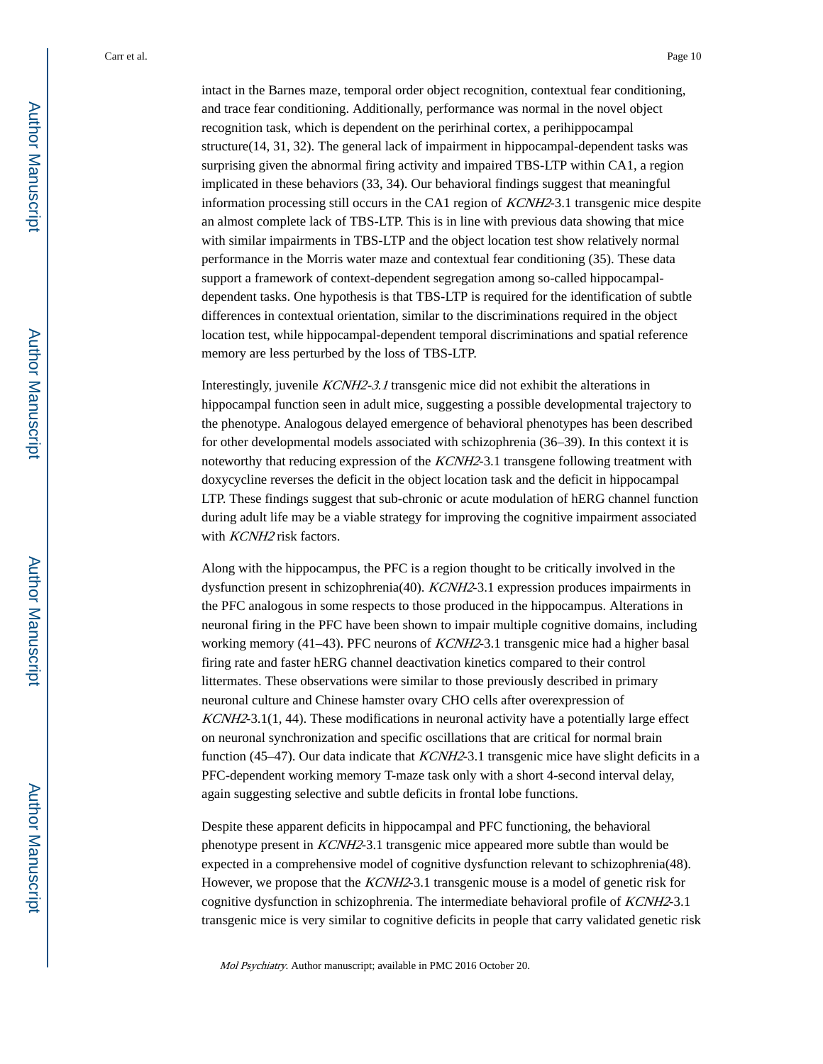intact in the Barnes maze, temporal order object recognition, contextual fear conditioning, and trace fear conditioning. Additionally, performance was normal in the novel object recognition task, which is dependent on the perirhinal cortex, a perihippocampal structure(14, 31, 32). The general lack of impairment in hippocampal-dependent tasks was surprising given the abnormal firing activity and impaired TBS-LTP within CA1, a region implicated in these behaviors (33, 34). Our behavioral findings suggest that meaningful information processing still occurs in the CA1 region of *KCNH2*-3.1 transgenic mice despite an almost complete lack of TBS-LTP. This is in line with previous data showing that mice with similar impairments in TBS-LTP and the object location test show relatively normal performance in the Morris water maze and contextual fear conditioning (35). These data support a framework of context-dependent segregation among so-called hippocampal-dependent tasks. One hypothesis is that TBS-LTP is required for the identification of subtle differences in contextual orientation, similar to the discriminations required in the object location test, while hippocampal-dependent temporal discriminations and spatial reference memory are less perturbed by the loss of TBS-LTP.

Interestingly, juvenile *KCNH2-3.1* transgenic mice did not exhibit the alterations in hippocampal function seen in adult mice, suggesting a possible developmental trajectory to the phenotype. Analogous delayed emergence of behavioral phenotypes has been described for other developmental models associated with schizophrenia (36–39). In this context it is noteworthy that reducing expression of the *KCNH2*-3.1 transgene following treatment with doxycycline reverses the deficit in the object location task and the deficit in hippocampal LTP. These findings suggest that sub-chronic or acute modulation of hERG channel function during adult life may be a viable strategy for improving the cognitive impairment associated with *KCNH2* risk factors.

Along with the hippocampus, the PFC is a region thought to be critically involved in the dysfunction present in schizophrenia(40). *KCNH2*-3.1 expression produces impairments in the PFC analogous in some respects to those produced in the hippocampus. Alterations in neuronal firing in the PFC have been shown to impair multiple cognitive domains, including working memory (41–43). PFC neurons of *KCNH2*-3.1 transgenic mice had a higher basal firing rate and faster hERG channel deactivation kinetics compared to their control littermates. These observations were similar to those previously described in primary neuronal culture and Chinese hamster ovary CHO cells after overexpression of *KCNH2*-3.1(1, 44). These modifications in neuronal activity have a potentially large effect on neuronal synchronization and specific oscillations that are critical for normal brain function (45–47). Our data indicate that *KCNH2*-3.1 transgenic mice have slight deficits in a PFC-dependent working memory T-maze task only with a short 4-second interval delay, again suggesting selective and subtle deficits in frontal lobe functions.

Despite these apparent deficits in hippocampal and PFC functioning, the behavioral phenotype present in *KCNH2*-3.1 transgenic mice appeared more subtle than would be expected in a comprehensive model of cognitive dysfunction relevant to schizophrenia(48). However, we propose that the *KCNH2*-3.1 transgenic mouse is a model of genetic risk for cognitive dysfunction in schizophrenia. The intermediate behavioral profile of *KCNH2*-3.1 transgenic mice is very similar to cognitive deficits in people that carry validated genetic risk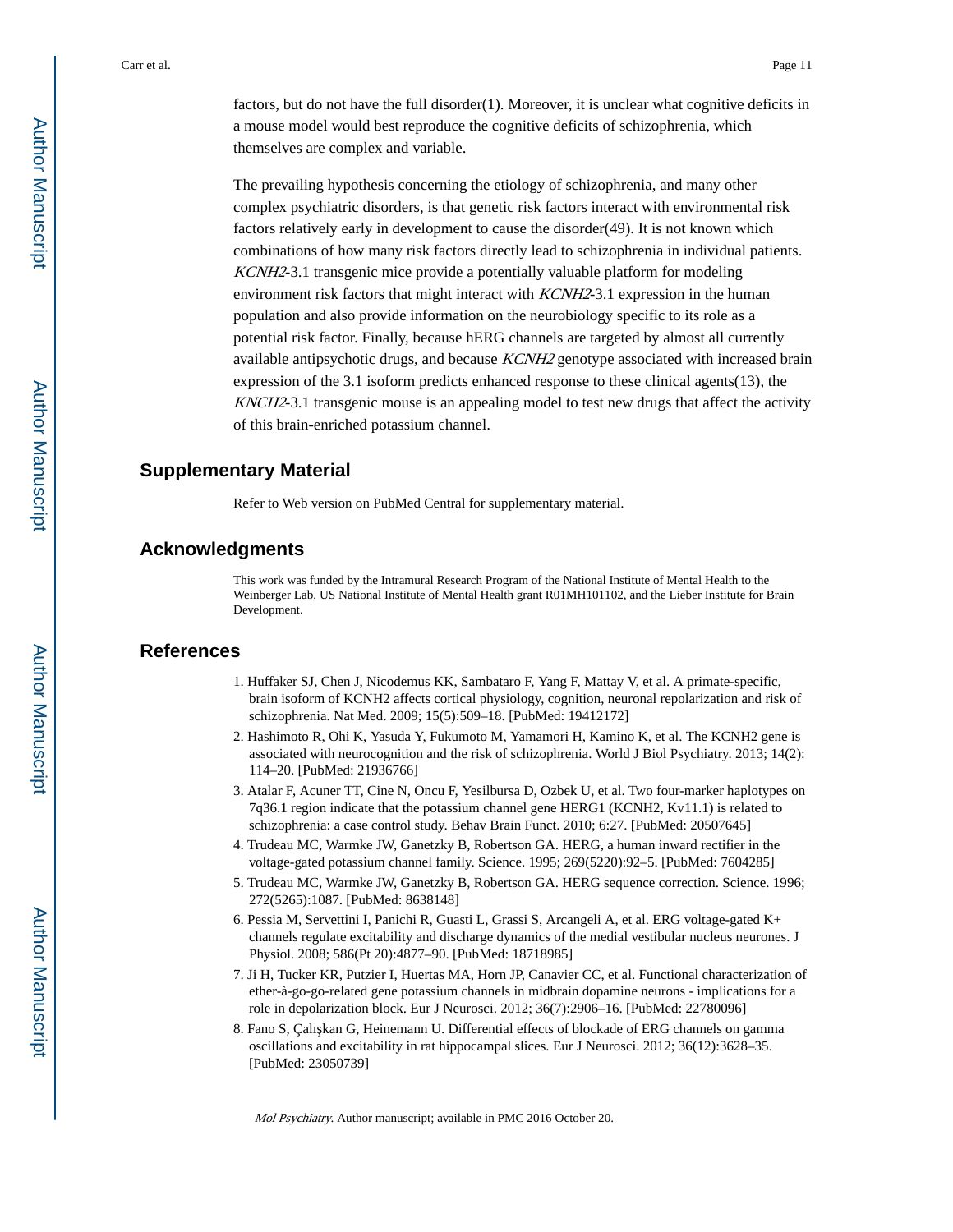factors, but do not have the full disorder(1). Moreover, it is unclear what cognitive deficits in a mouse model would best reproduce the cognitive deficits of schizophrenia, which themselves are complex and variable.

The prevailing hypothesis concerning the etiology of schizophrenia, and many other complex psychiatric disorders, is that genetic risk factors interact with environmental risk factors relatively early in development to cause the disorder(49). It is not known which combinations of how many risk factors directly lead to schizophrenia in individual patients. *KCNH2*-3.1 transgenic mice provide a potentially valuable platform for modeling environment risk factors that might interact with *KCNH2*-3.1 expression in the human population and also provide information on the neurobiology specific to its role as a potential risk factor. Finally, because hERG channels are targeted by almost all currently available antipsychotic drugs, and because *KCNH2* genotype associated with increased brain expression of the 3.1 isoform predicts enhanced response to these clinical agents(13), the *KNCH2*-3.1 transgenic mouse is an appealing model to test new drugs that affect the activity of this brain-enriched potassium channel.

## Supplementary Material

Refer to Web version on PubMed Central for supplementary material.

## Acknowledgments

This work was funded by the Intramural Research Program of the National Institute of Mental Health to the Weinberger Lab, US National Institute of Mental Health grant R01MH101102, and the Lieber Institute for Brain Development.

## References

1. Huffaker SJ, Chen J, Nicodemus KK, Sambataro F, Yang F, Mattay V, et al. A primate-specific, brain isoform of KCNH2 affects cortical physiology, cognition, neuronal repolarization and risk of schizophrenia. Nat Med. 2009; 15(5):509–18. [PubMed: 19412172]
2. Hashimoto R, Ohi K, Yasuda Y, Fukumoto M, Yamamori H, Kamino K, et al. The KCNH2 gene is associated with neurocognition and the risk of schizophrenia. World J Biol Psychiatry. 2013; 14(2): 114–20. [PubMed: 21936766]
3. Atalar F, Acuner TT, Cine N, Oncu F, Yesilbursa D, Ozbek U, et al. Two four-marker haplotypes on 7q36.1 region indicate that the potassium channel gene HERG1 (KCNH2, Kv11.1) is related to schizophrenia: a case control study. Behav Brain Funct. 2010; 6:27. [PubMed: 20507645]
4. Trudeau MC, Warmke JW, Ganetzky B, Robertson GA. HERG, a human inward rectifier in the voltage-gated potassium channel family. Science. 1995; 269(5220):92–5. [PubMed: 7604285]
5. Trudeau MC, Warmke JW, Ganetzky B, Robertson GA. HERG sequence correction. Science. 1996; 272(5265):1087. [PubMed: 8638148]
6. Pessia M, Servettini I, Panichi R, Guasti L, Grassi S, Arcangeli A, et al. ERG voltage-gated K+ channels regulate excitability and discharge dynamics of the medial vestibular nucleus neurones. J Physiol. 2008; 586(Pt 20):4877–90. [PubMed: 18718985]
7. Ji H, Tucker KR, Putzier I, Huertas MA, Horn JP, Canavier CC, et al. Functional characterization of ether-à-go-go-related gene potassium channels in midbrain dopamine neurons - implications for a role in depolarization block. Eur J Neurosci. 2012; 36(7):2906–16. [PubMed: 22780096]
8. Fano S, Çalışkan G, Heinemann U. Differential effects of blockade of ERG channels on gamma oscillations and excitability in rat hippocampal slices. Eur J Neurosci. 2012; 36(12):3628–35. [PubMed: 23050739]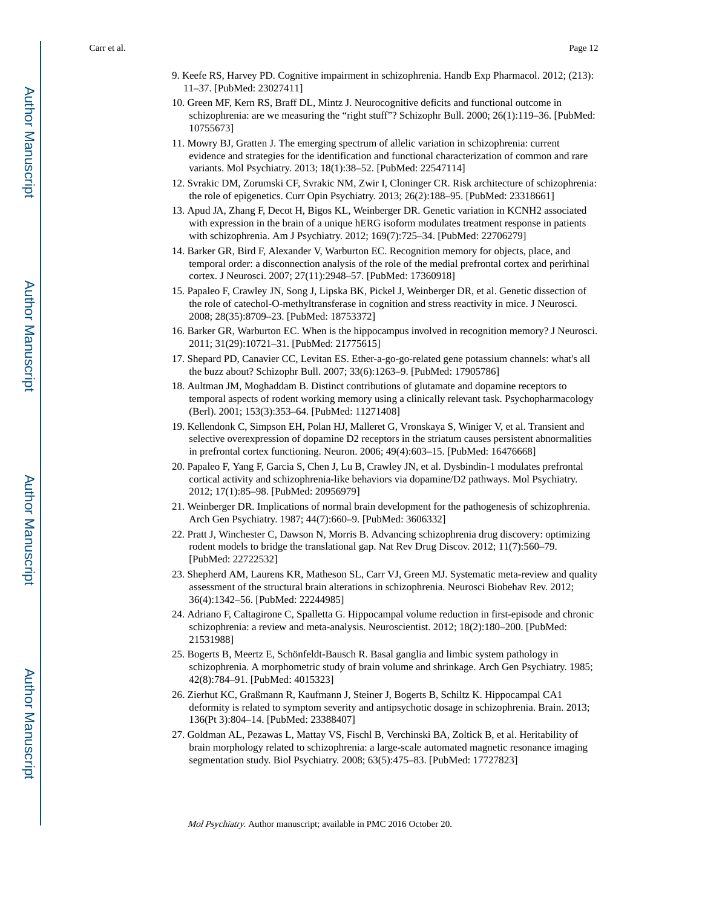9. Keefe RS, Harvey PD. Cognitive impairment in schizophrenia. Handb Exp Pharmacol. 2012; (213): 11–37. [PubMed: 23027411]
10. Green MF, Kern RS, Braff DL, Mintz J. Neurocognitive deficits and functional outcome in schizophrenia: are we measuring the “right stuff”? Schizophr Bull. 2000; 26(1):119–36. [PubMed: 10755673]
11. Mowry BJ, Gratten J. The emerging spectrum of allelic variation in schizophrenia: current evidence and strategies for the identification and functional characterization of common and rare variants. Mol Psychiatry. 2013; 18(1):38–52. [PubMed: 22547114]
12. Svrakic DM, Zorumski CF, Svrakic NM, Zwir I, Cloninger CR. Risk architecture of schizophrenia: the role of epigenetics. Curr Opin Psychiatry. 2013; 26(2):188–95. [PubMed: 23318661]
13. Apud JA, Zhang F, Decot H, Bigos KL, Weinberger DR. Genetic variation in KCNH2 associated with expression in the brain of a unique hERG isoform modulates treatment response in patients with schizophrenia. Am J Psychiatry. 2012; 169(7):725–34. [PubMed: 22706279]
14. Barker GR, Bird F, Alexander V, Warburton EC. Recognition memory for objects, place, and temporal order: a disconnection analysis of the role of the medial prefrontal cortex and perirhinal cortex. J Neurosci. 2007; 27(11):2948–57. [PubMed: 17360918]
15. Papaleo F, Crawley JN, Song J, Lipska BK, Pickel J, Weinberger DR, et al. Genetic dissection of the role of catechol-O-methyltransferase in cognition and stress reactivity in mice. J Neurosci. 2008; 28(35):8709–23. [PubMed: 18753372]
16. Barker GR, Warburton EC. When is the hippocampus involved in recognition memory? J Neurosci. 2011; 31(29):10721–31. [PubMed: 21775615]
17. Shepard PD, Canavier CC, Levitan ES. Ether-a-go-go-related gene potassium channels: what's all the buzz about? Schizophr Bull. 2007; 33(6):1263–9. [PubMed: 17905786]
18. Aultman JM, Moghaddam B. Distinct contributions of glutamate and dopamine receptors to temporal aspects of rodent working memory using a clinically relevant task. Psychopharmacology (Berl). 2001; 153(3):353–64. [PubMed: 11271408]
19. Kellendonk C, Simpson EH, Polan HJ, Malleret G, Vronskaya S, Winiger V, et al. Transient and selective overexpression of dopamine D2 receptors in the striatum causes persistent abnormalities in prefrontal cortex functioning. Neuron. 2006; 49(4):603–15. [PubMed: 16476668]
20. Papaleo F, Yang F, Garcia S, Chen J, Lu B, Crawley JN, et al. Dysbindin-1 modulates prefrontal cortical activity and schizophrenia-like behaviors via dopamine/D2 pathways. Mol Psychiatry. 2012; 17(1):85–98. [PubMed: 20956979]
21. Weinberger DR. Implications of normal brain development for the pathogenesis of schizophrenia. Arch Gen Psychiatry. 1987; 44(7):660–9. [PubMed: 3606332]
22. Pratt J, Winchester C, Dawson N, Morris B. Advancing schizophrenia drug discovery: optimizing rodent models to bridge the translational gap. Nat Rev Drug Discov. 2012; 11(7):560–79. [PubMed: 22722532]
23. Shepherd AM, Laurens KR, Matheson SL, Carr VJ, Green MJ. Systematic meta-review and quality assessment of the structural brain alterations in schizophrenia. Neurosci Biobehav Rev. 2012; 36(4):1342–56. [PubMed: 22244985]
24. Adriano F, Caltagirone C, Spalletta G. Hippocampal volume reduction in first-episode and chronic schizophrenia: a review and meta-analysis. Neuroscientist. 2012; 18(2):180–200. [PubMed: 21531988]
25. Bogerts B, Meertz E, Schönfeldt-Bausch R. Basal ganglia and limbic system pathology in schizophrenia. A morphometric study of brain volume and shrinkage. Arch Gen Psychiatry. 1985; 42(8):784–91. [PubMed: 4015323]
26. Zierhut KC, Graßmann R, Kaufmann J, Steiner J, Bogerts B, Schiltz K. Hippocampal CA1 deformity is related to symptom severity and antipsychotic dosage in schizophrenia. Brain. 2013; 136(Pt 3):804–14. [PubMed: 23388407]
27. Goldman AL, Pezawas L, Mattay VS, Fischl B, Verchinski BA, Zoltick B, et al. Heritability of brain morphology related to schizophrenia: a large-scale automated magnetic resonance imaging segmentation study. Biol Psychiatry. 2008; 63(5):475–83. [PubMed: 17727823]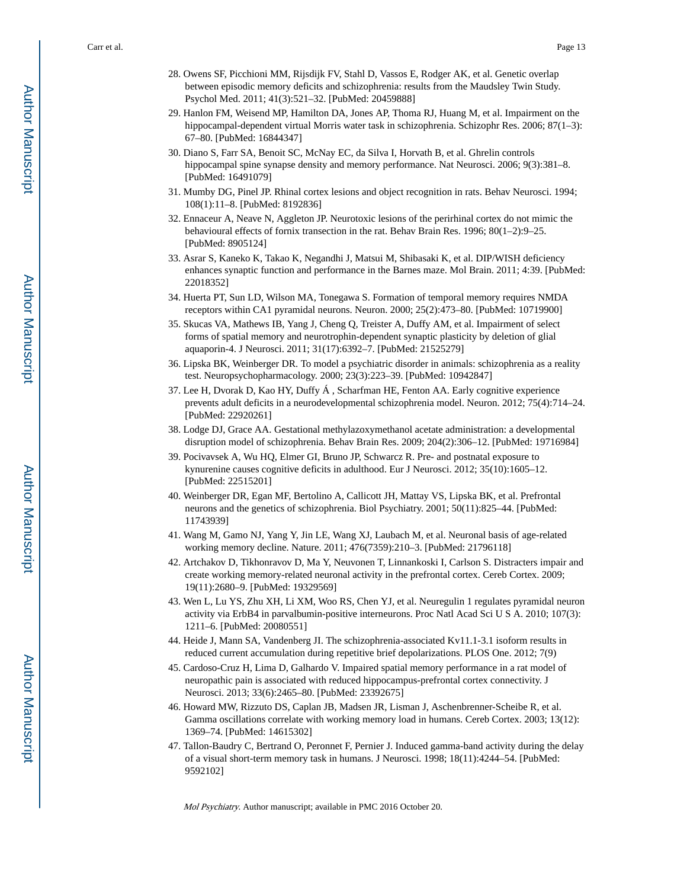28. Owens SF, Picchioni MM, Rijsdijk FV, Stahl D, Vassos E, Rodger AK, et al. Genetic overlap between episodic memory deficits and schizophrenia: results from the Maudsley Twin Study. Psychol Med. 2011; 41(3):521–32. [PubMed: 20459888]
29. Hanlon FM, Weisend MP, Hamilton DA, Jones AP, Thoma RJ, Huang M, et al. Impairment on the hippocampal-dependent virtual Morris water task in schizophrenia. Schizophr Res. 2006; 87(1–3): 67–80. [PubMed: 16844347]
30. Diano S, Farr SA, Benoit SC, McNay EC, da Silva I, Horvath B, et al. Ghrelin controls hippocampal spine synapse density and memory performance. Nat Neurosci. 2006; 9(3):381–8. [PubMed: 16491079]
31. Mumby DG, Pinel JP. Rhinal cortex lesions and object recognition in rats. Behav Neurosci. 1994; 108(1):11–8. [PubMed: 8192836]
32. Ennaceur A, Neave N, Aggleton JP. Neurotoxic lesions of the perirhinal cortex do not mimic the behavioural effects of fornix transection in the rat. Behav Brain Res. 1996; 80(1–2):9–25. [PubMed: 8905124]
33. Asrar S, Kaneko K, Takao K, Negandhi J, Matsui M, Shibasaki K, et al. DIP/WISH deficiency enhances synaptic function and performance in the Barnes maze. Mol Brain. 2011; 4:39. [PubMed: 22018352]
34. Huerta PT, Sun LD, Wilson MA, Tonegawa S. Formation of temporal memory requires NMDA receptors within CA1 pyramidal neurons. Neuron. 2000; 25(2):473–80. [PubMed: 10719900]
35. Skucas VA, Mathews IB, Yang J, Cheng Q, Treister A, Duffy AM, et al. Impairment of select forms of spatial memory and neurotrophin-dependent synaptic plasticity by deletion of glial aquaporin-4. J Neurosci. 2011; 31(17):6392–7. [PubMed: 21525279]
36. Lipska BK, Weinberger DR. To model a psychiatric disorder in animals: schizophrenia as a reality test. Neuropsychopharmacology. 2000; 23(3):223–39. [PubMed: 10942847]
37. Lee H, Dvorak D, Kao HY, Duffy Á , Scharfman HE, Fenton AA. Early cognitive experience prevents adult deficits in a neurodevelopmental schizophrenia model. Neuron. 2012; 75(4):714–24. [PubMed: 22920261]
38. Lodge DJ, Grace AA. Gestational methylazoxymethanol acetate administration: a developmental disruption model of schizophrenia. Behav Brain Res. 2009; 204(2):306–12. [PubMed: 19716984]
39. Pocivavsek A, Wu HQ, Elmer GI, Bruno JP, Schwarcz R. Pre- and postnatal exposure to kynurenine causes cognitive deficits in adulthood. Eur J Neurosci. 2012; 35(10):1605–12. [PubMed: 22515201]
40. Weinberger DR, Egan MF, Bertolino A, Callicott JH, Mattay VS, Lipska BK, et al. Prefrontal neurons and the genetics of schizophrenia. Biol Psychiatry. 2001; 50(11):825–44. [PubMed: 11743939]
41. Wang M, Gamo NJ, Yang Y, Jin LE, Wang XJ, Laubach M, et al. Neuronal basis of age-related working memory decline. Nature. 2011; 476(7359):210–3. [PubMed: 21796118]
42. Artchakov D, Tikhonravov D, Ma Y, Neuvonen T, Linnankoski I, Carlson S. Distracters impair and create working memory-related neuronal activity in the prefrontal cortex. Cereb Cortex. 2009; 19(11):2680–9. [PubMed: 19329569]
43. Wen L, Lu YS, Zhu XH, Li XM, Woo RS, Chen YJ, et al. Neuregulin 1 regulates pyramidal neuron activity via ErbB4 in parvalbumin-positive interneurons. Proc Natl Acad Sci U S A. 2010; 107(3): 1211–6. [PubMed: 20080551]
44. Heide J, Mann SA, Vandenberg JI. The schizophrenia-associated Kv11.1-3.1 isoform results in reduced current accumulation during repetitive brief depolarizations. PLOS One. 2012; 7(9)
45. Cardoso-Cruz H, Lima D, Galhardo V. Impaired spatial memory performance in a rat model of neuropathic pain is associated with reduced hippocampus-prefrontal cortex connectivity. J Neurosci. 2013; 33(6):2465–80. [PubMed: 23392675]
46. Howard MW, Rizzuto DS, Caplan JB, Madsen JR, Lisman J, Aschenbrenner-Scheibe R, et al. Gamma oscillations correlate with working memory load in humans. Cereb Cortex. 2003; 13(12): 1369–74. [PubMed: 14615302]
47. Tallon-Baudry C, Bertrand O, Peronnet F, Pernier J. Induced gamma-band activity during the delay of a visual short-term memory task in humans. J Neurosci. 1998; 18(11):4244–54. [PubMed: 9592102]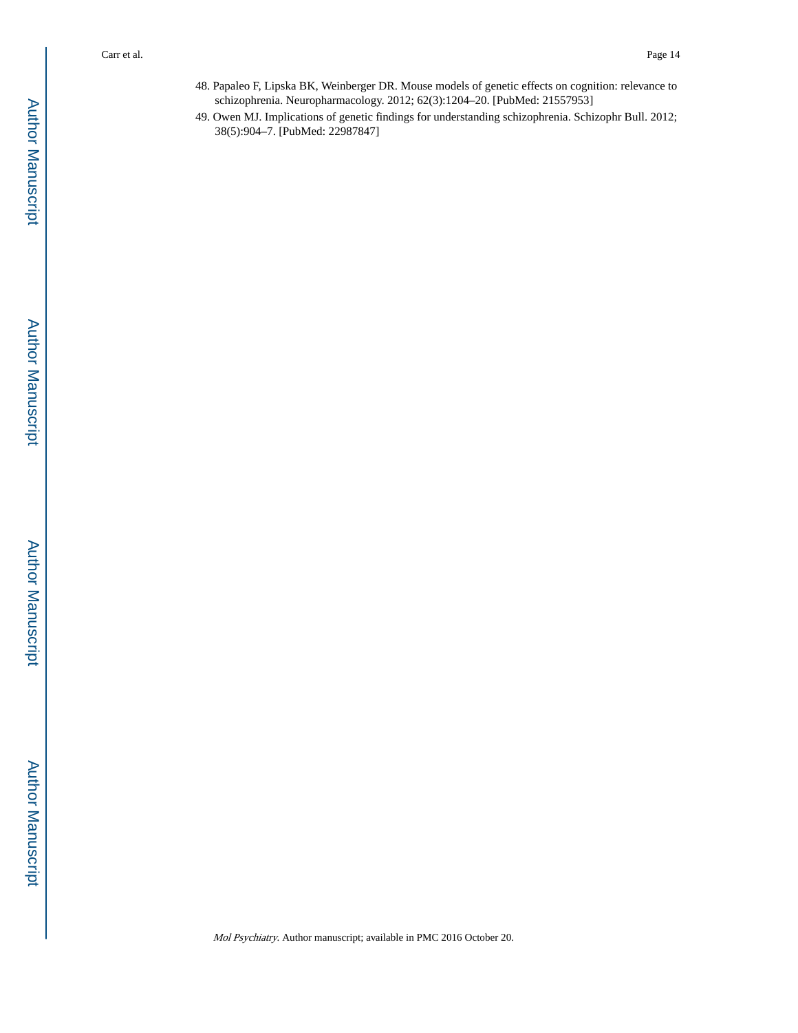48. Papaleo F, Lipska BK, Weinberger DR. Mouse models of genetic effects on cognition: relevance to schizophrenia. Neuropharmacology. 2012; 62(3):1204–20. [PubMed: 21557953]
49. Owen MJ. Implications of genetic findings for understanding schizophrenia. Schizophr Bull. 2012; 38(5):904–7. [PubMed: 22987847]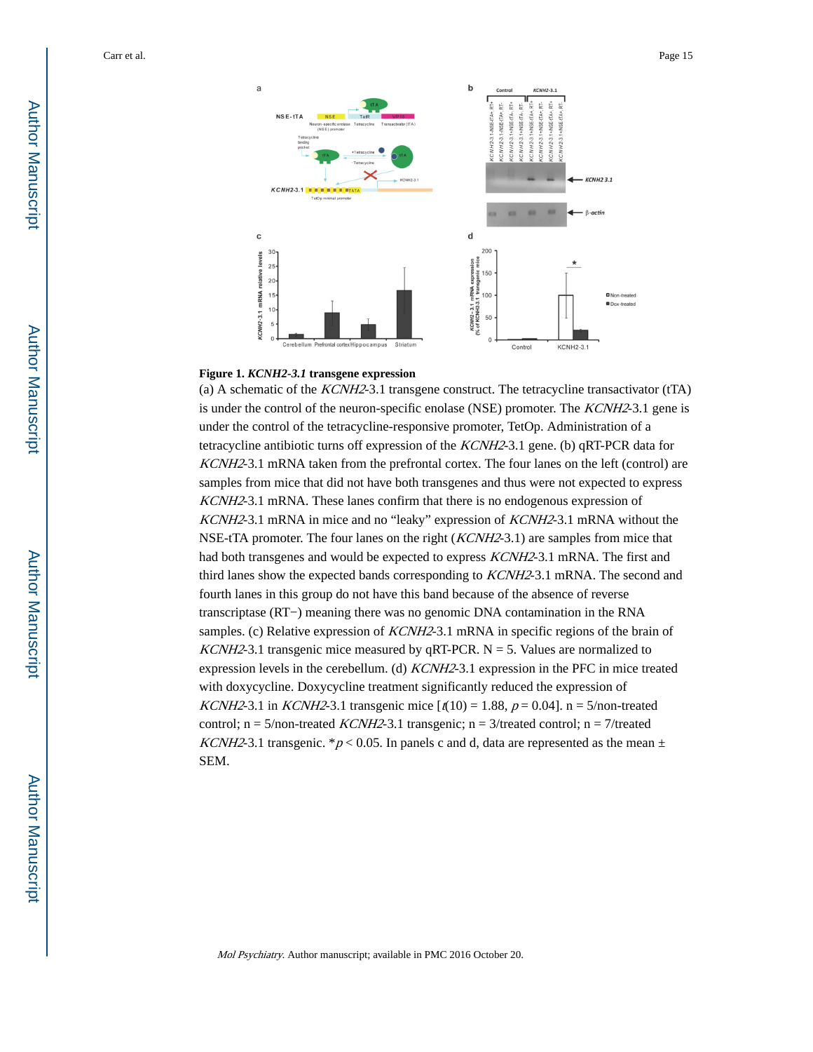**Figure 1. *KCNH2-3.1* transgene expression**

(a) A schematic of the *KCNH2*-3.1 transgene construct. The tetracycline transactivator (tTA) is under the control of the neuron-specific enolase (NSE) promoter. The *KCNH2*-3.1 gene is under the control of the tetracycline-responsive promoter, TetOp. Administration of a tetracycline antibiotic turns off expression of the *KCNH2*-3.1 gene. (b) qRT-PCR data for *KCNH2*-3.1 mRNA taken from the prefrontal cortex. The four lanes on the left (control) are samples from mice that did not have both transgenes and thus were not expected to express *KCNH2*-3.1 mRNA. These lanes confirm that there is no endogenous expression of *KCNH2*-3.1 mRNA in mice and no "leaky" expression of *KCNH2*-3.1 mRNA without the NSE-tTA promoter. The four lanes on the right (*KCNH2*-3.1) are samples from mice that had both transgenes and would be expected to express *KCNH2*-3.1 mRNA. The first and third lanes show the expected bands corresponding to *KCNH2*-3.1 mRNA. The second and fourth lanes in this group do not have this band because of the absence of reverse transcriptase (RT−) meaning there was no genomic DNA contamination in the RNA samples. (c) Relative expression of *KCNH2*-3.1 mRNA in specific regions of the brain of *KCNH2*-3.1 transgenic mice measured by qRT-PCR. N = 5. Values are normalized to expression levels in the cerebellum. (d) *KCNH2*-3.1 expression in the PFC in mice treated with doxycycline. Doxycycline treatment significantly reduced the expression of *KCNH2*-3.1 in *KCNH2*-3.1 transgenic mice [$t(10) = 1.88$, $p = 0.04$]. n = 5/non-treated control; n = 5/non-treated *KCNH2*-3.1 transgenic; n = 3/treated control; n = 7/treated *KCNH2*-3.1 transgenic. \*$p < 0.05$. In panels c and d, data are represented as the mean ± SEM.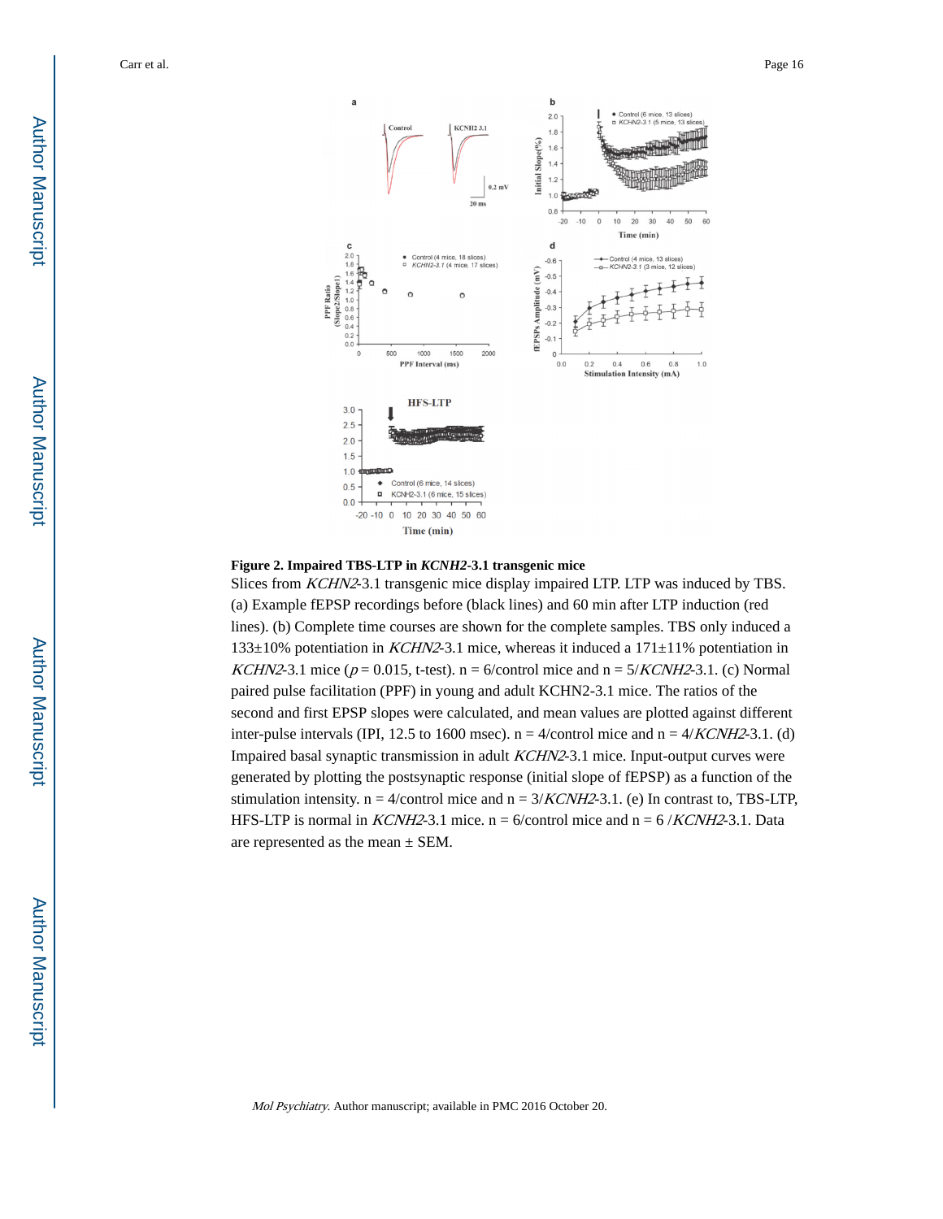**Figure 2. Impaired TBS-LTP in *KCNH2*-3.1 transgenic mice**

Slices from *KCHN2*-3.1 transgenic mice display impaired LTP. LTP was induced by TBS. (a) Example fEPSP recordings before (black lines) and 60 min after LTP induction (red lines). (b) Complete time courses are shown for the complete samples. TBS only induced a 133±10% potentiation in *KCHN2*-3.1 mice, whereas it induced a 171±11% potentiation in *KCHN2*-3.1 mice ($p = 0.015$, t-test). n = 6/control mice and n = 5/*KCNH2*-3.1. (c) Normal paired pulse facilitation (PPF) in young and adult KCHN2-3.1 mice. The ratios of the second and first EPSP slopes were calculated, and mean values are plotted against different inter-pulse intervals (IPI, 12.5 to 1600 msec). n = 4/control mice and n = 4/*KCNH2*-3.1. (d) Impaired basal synaptic transmission in adult *KCHN2*-3.1 mice. Input-output curves were generated by plotting the postsynaptic response (initial slope of fEPSP) as a function of the stimulation intensity. n = 4/control mice and n = 3/*KCNH2*-3.1. (e) In contrast to, TBS-LTP, HFS-LTP is normal in *KCNH2*-3.1 mice. n = 6/control mice and n = 6 /*KCNH2*-3.1. Data are represented as the mean ± SEM.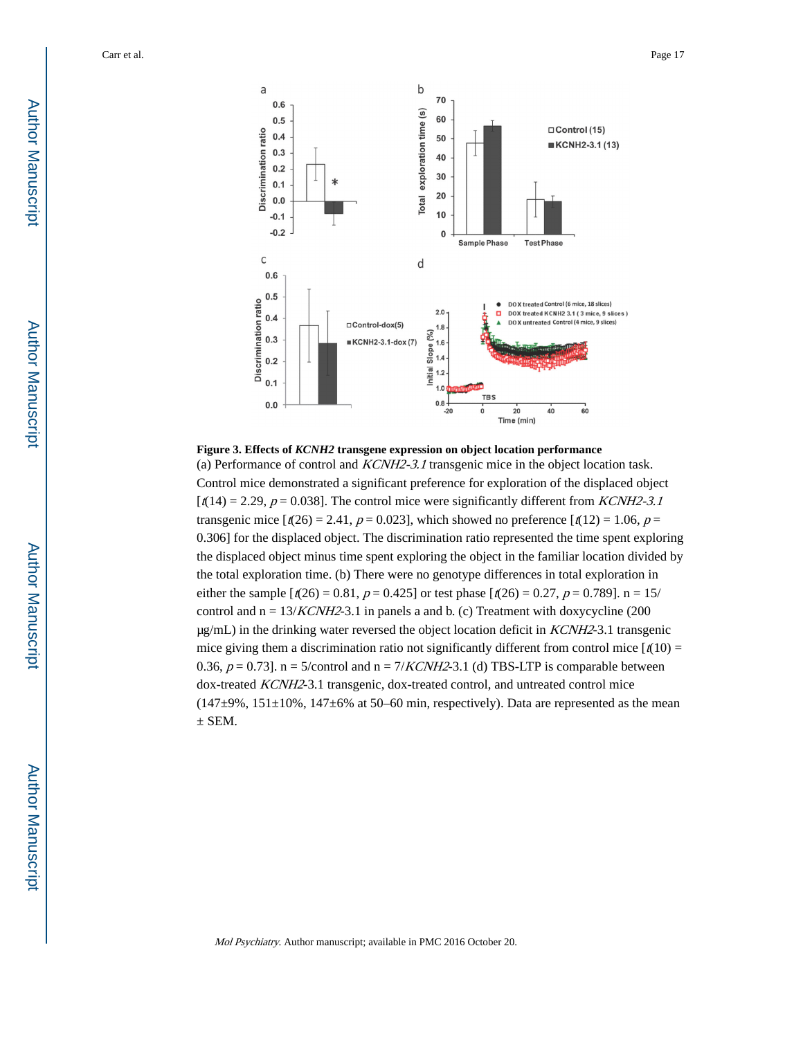**Figure 3. Effects of *KCNH2* transgene expression on object location performance**

(a) Performance of control and *KCNH2-3.1* transgenic mice in the object location task. Control mice demonstrated a significant preference for exploration of the displaced object [$t(14) = 2.29$, $p = 0.038$]. The control mice were significantly different from *KCNH2-3.1* transgenic mice [$t(26) = 2.41$, $p = 0.023$], which showed no preference [$t(12) = 1.06$, $p = 0.306$] for the displaced object. The discrimination ratio represented the time spent exploring the displaced object minus time spent exploring the object in the familiar location divided by the total exploration time. (b) There were no genotype differences in total exploration in either the sample [$t(26) = 0.81$, $p = 0.425$] or test phase [$t(26) = 0.27$, $p = 0.789$]. n = 15/control and n = 13/*KCNH2*-3.1 in panels a and b. (c) Treatment with doxycycline (200 μg/mL) in the drinking water reversed the object location deficit in *KCNH2*-3.1 transgenic mice giving them a discrimination ratio not significantly different from control mice [$t(10) = 0.36$, $p = 0.73$]. n = 5/control and n = 7/*KCNH2*-3.1 (d) TBS-LTP is comparable between dox-treated *KCNH2*-3.1 transgenic, dox-treated control, and untreated control mice (147±9%, 151±10%, 147±6% at 50–60 min, respectively). Data are represented as the mean ± SEM.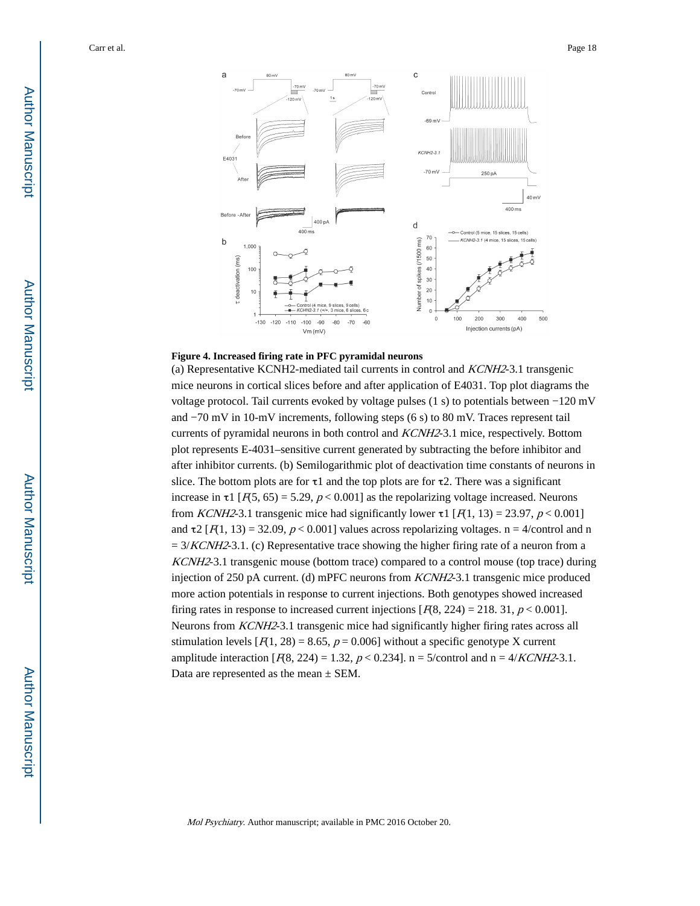**Figure 4. Increased firing rate in PFC pyramidal neurons**

(a) Representative KCNH2-mediated tail currents in control and *KCNH2*-3.1 transgenic mice neurons in cortical slices before and after application of E4031. Top plot diagrams the voltage protocol. Tail currents evoked by voltage pulses (1 s) to potentials between −120 mV and −70 mV in 10-mV increments, following steps (6 s) to 80 mV. Traces represent tail currents of pyramidal neurons in both control and *KCNH2*-3.1 mice, respectively. Bottom plot represents E-4031–sensitive current generated by subtracting the before inhibitor and after inhibitor currents. (b) Semilogarithmic plot of deactivation time constants of neurons in slice. The bottom plots are for τ1 and the top plots are for τ2. There was a significant increase in τ1 [$F(5, 65) = 5.29$, $p < 0.001$] as the repolarizing voltage increased. Neurons from *KCNH2*-3.1 transgenic mice had significantly lower τ1 [$F(1, 13) = 23.97$, $p < 0.001$] and τ2 [$F(1, 13) = 32.09$, $p < 0.001$] values across repolarizing voltages. n = 4/control and n = 3/*KCNH2*-3.1. (c) Representative trace showing the higher firing rate of a neuron from a *KCNH2*-3.1 transgenic mouse (bottom trace) compared to a control mouse (top trace) during injection of 250 pA current. (d) mPFC neurons from *KCNH2*-3.1 transgenic mice produced more action potentials in response to current injections. Both genotypes showed increased firing rates in response to increased current injections [$F(8, 224) = 218.31$, $p < 0.001$]. Neurons from *KCNH2*-3.1 transgenic mice had significantly higher firing rates across all stimulation levels [$F(1, 28) = 8.65$, $p = 0.006$] without a specific genotype X current amplitude interaction [$F(8, 224) = 1.32$, $p < 0.234$]. n = 5/control and n = 4/*KCNH2*-3.1. Data are represented as the mean ± SEM.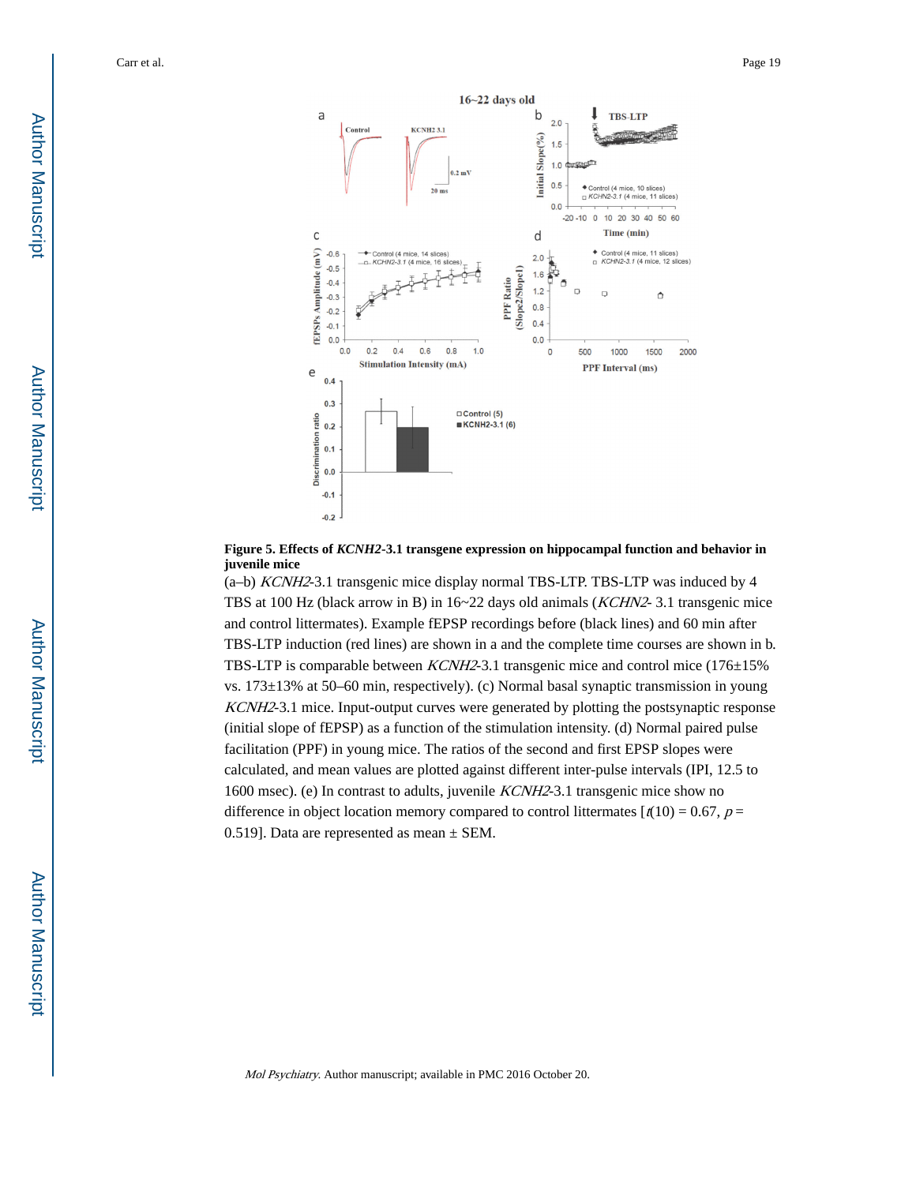16~22 days old

a

Control

KCNH2 3.1

0.2 mV

20 ms

b

TBS-LTP

Initial Slope(%)

2.0

1.5

1.0

0.5

0.0

-20 -10 0 10 20 30 40 50 60

Time (min)

Control (4 mice, 10 slices)

KCHN2-3.1 (4 mice, 11 slices)

c

fEPSPs Amplitude (mV)

-0.6

-0.5

-0.4

-0.3

-0.2

-0.1

0.0

0.0 0.2 0.4 0.6 0.8 1.0

Stimulation Intensity (mA)

Control (4 mice, 14 slices)

KCHN2-3.1 (4 mice, 16 slices)

d

PPF Ratio (Slope2/Slope1)

2.0

1.6

1.2

0.8

0.4

0.0

0 500 1000 1500 2000

PPF Interval (ms)

Control (4 mice, 11 slices)

KCHN2-3.1 (4 mice, 12 slices)

e

Discrimination ratio

0.4

0.3

0.2

0.1

0.0

-0.1

-0.2

Control (5)

KCNH2-3.1 (6)

**Figure 5. Effects of *KCNH2*-3.1 transgene expression on hippocampal function and behavior in juvenile mice**

(a–b) *KCNH2*-3.1 transgenic mice display normal TBS-LTP. TBS-LTP was induced by 4 TBS at 100 Hz (black arrow in B) in 16~22 days old animals (*KCHN2*- 3.1 transgenic mice and control littermates). Example fEPSP recordings before (black lines) and 60 min after TBS-LTP induction (red lines) are shown in a and the complete time courses are shown in b. TBS-LTP is comparable between *KCNH2*-3.1 transgenic mice and control mice (176±15% vs. 173±13% at 50–60 min, respectively). (c) Normal basal synaptic transmission in young *KCNH2*-3.1 mice. Input-output curves were generated by plotting the postsynaptic response (initial slope of fEPSP) as a function of the stimulation intensity. (d) Normal paired pulse facilitation (PPF) in young mice. The ratios of the second and first EPSP slopes were calculated, and mean values are plotted against different inter-pulse intervals (IPI, 12.5 to 1600 msec). (e) In contrast to adults, juvenile *KCNH2*-3.1 transgenic mice show no difference in object location memory compared to control littermates [$t(10) = 0.67$, $p = 0.519$]. Data are represented as mean ± SEM.